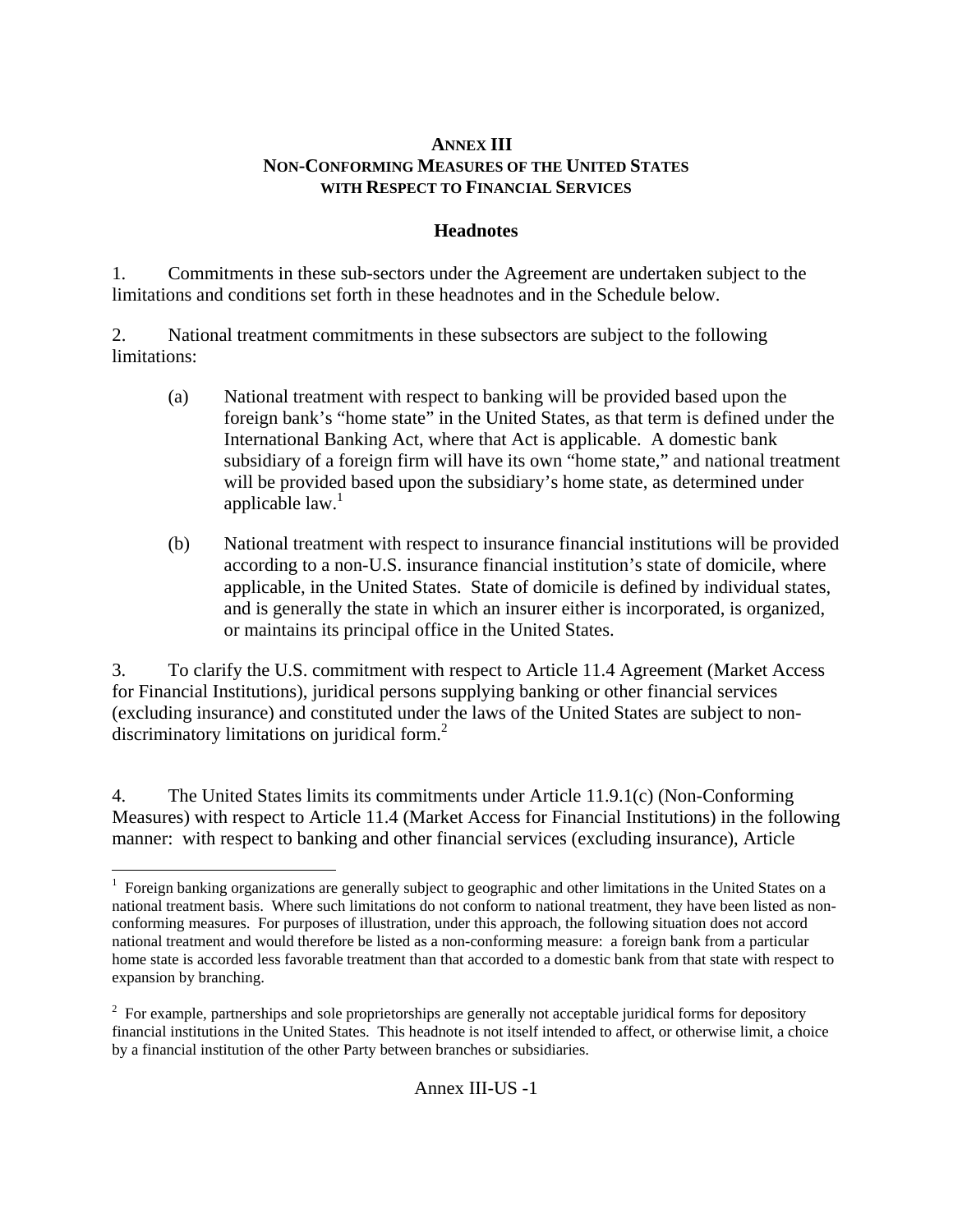# ANNEX III
## NON-CONFORMING MEASURES OF THE UNITED STATES WITH RESPECT TO FINANCIAL SERVICES

### Headnotes

1. Commitments in these sub-sectors under the Agreement are undertaken subject to the limitations and conditions set forth in these headnotes and in the Schedule below.

2. National treatment commitments in these subsectors are subject to the following limitations:

   (a) National treatment with respect to banking will be provided based upon the foreign bank's "home state" in the United States, as that term is defined under the International Banking Act, where that Act is applicable. A domestic bank subsidiary of a foreign firm will have its own "home state," and national treatment will be provided based upon the subsidiary's home state, as determined under applicable law.[1]

   (b) National treatment with respect to insurance financial institutions will be provided according to a non-U.S. insurance financial institution's state of domicile, where applicable, in the United States. State of domicile is defined by individual states, and is generally the state in which an insurer either is incorporated, is organized, or maintains its principal office in the United States.

3. To clarify the U.S. commitment with respect to Article 11.4 Agreement (Market Access for Financial Institutions), juridical persons supplying banking or other financial services (excluding insurance) and constituted under the laws of the United States are subject to non-discriminatory limitations on juridical form.[2]

4. The United States limits its commitments under Article 11.9.1(c) (Non-Conforming Measures) with respect to Article 11.4 (Market Access for Financial Institutions) in the following manner: with respect to banking and other financial services (excluding insurance), Article

---

[1] Foreign banking organizations are generally subject to geographic and other limitations in the United States on a national treatment basis. Where such limitations do not conform to national treatment, they have been listed as non-conforming measures. For purposes of illustration, under this approach, the following situation does not accord national treatment and would therefore be listed as a non-conforming measure: a foreign bank from a particular home state is accorded less favorable treatment than that accorded to a domestic bank from that state with respect to expansion by branching.

[2] For example, partnerships and sole proprietorships are generally not acceptable juridical forms for depository financial institutions in the United States. This headnote is not itself intended to affect, or otherwise limit, a choice by a financial institution of the other Party between branches or subsidiaries.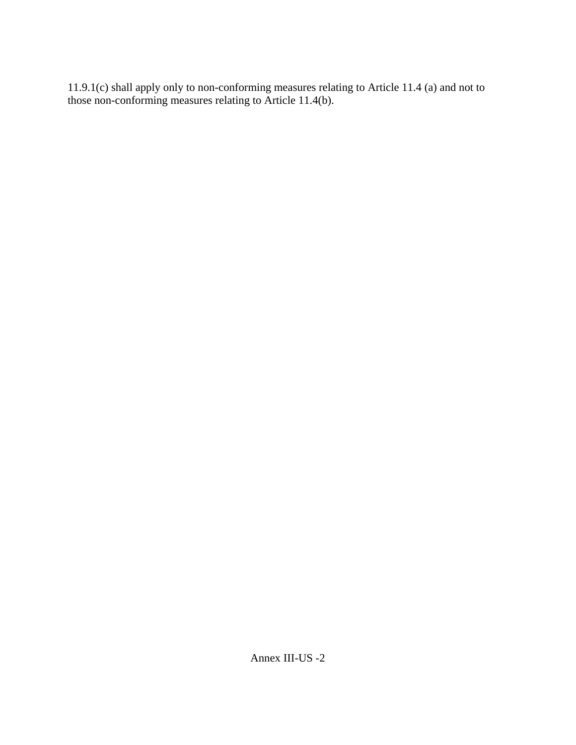11.9.1(c) shall apply only to non-conforming measures relating to Article 11.4 (a) and not to those non-conforming measures relating to Article 11.4(b).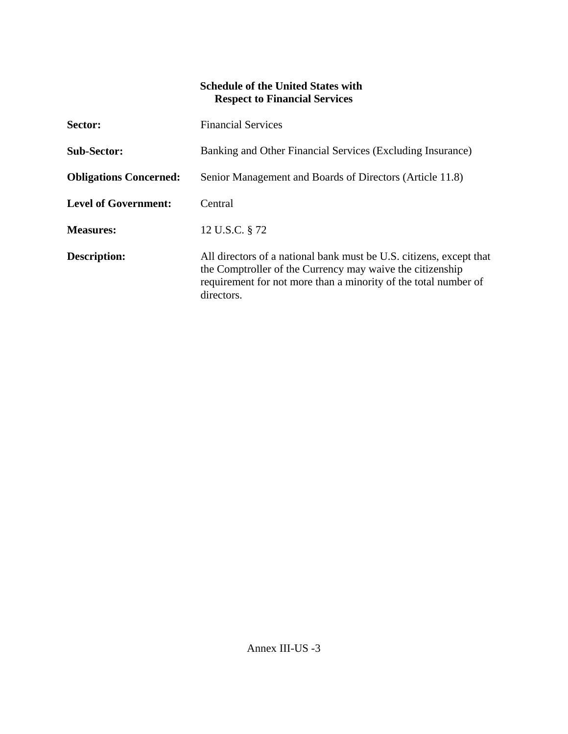**Schedule of the United States with Respect to Financial Services**

**Sector:** Financial Services

**Sub-Sector:** Banking and Other Financial Services (Excluding Insurance)

**Obligations Concerned:** Senior Management and Boards of Directors (Article 11.8)

**Level of Government:** Central

**Measures:** 12 U.S.C. § 72

**Description:** All directors of a national bank must be U.S. citizens, except that the Comptroller of the Currency may waive the citizenship requirement for not more than a minority of the total number of directors.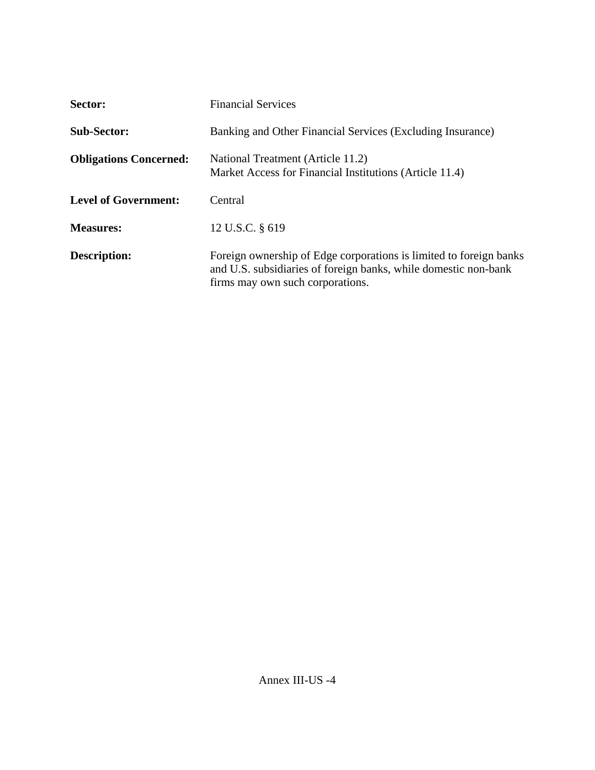**Sector:** Financial Services

**Sub-Sector:** Banking and Other Financial Services (Excluding Insurance)

**Obligations Concerned:** National Treatment (Article 11.2)
Market Access for Financial Institutions (Article 11.4)

**Level of Government:** Central

**Measures:** 12 U.S.C. § 619

**Description:** Foreign ownership of Edge corporations is limited to foreign banks and U.S. subsidiaries of foreign banks, while domestic non-bank firms may own such corporations.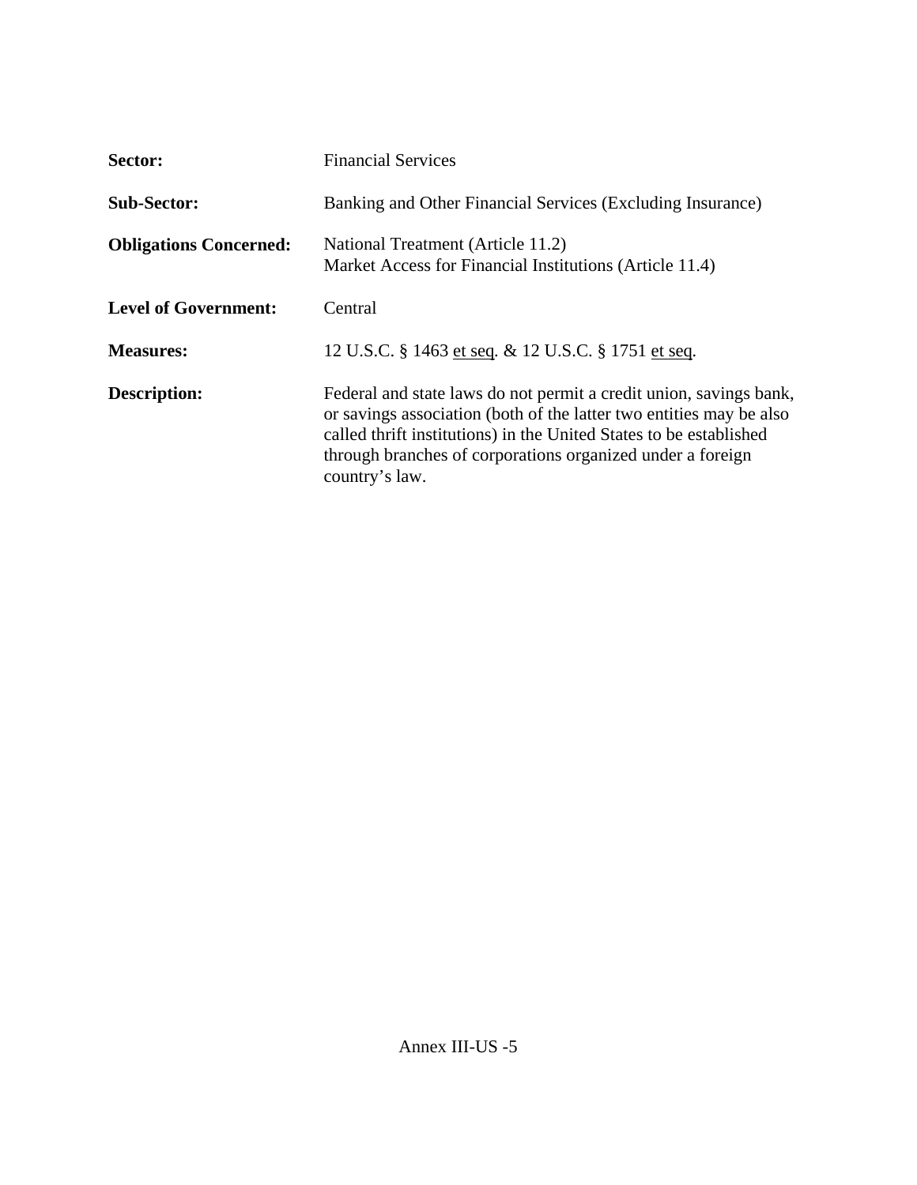**Sector:** Financial Services

**Sub-Sector:** Banking and Other Financial Services (Excluding Insurance)

**Obligations Concerned:** National Treatment (Article 11.2)
Market Access for Financial Institutions (Article 11.4)

**Level of Government:** Central

**Measures:** 12 U.S.C. § 1463 et seq. & 12 U.S.C. § 1751 et seq.

**Description:** Federal and state laws do not permit a credit union, savings bank, or savings association (both of the latter two entities may be also called thrift institutions) in the United States to be established through branches of corporations organized under a foreign country's law.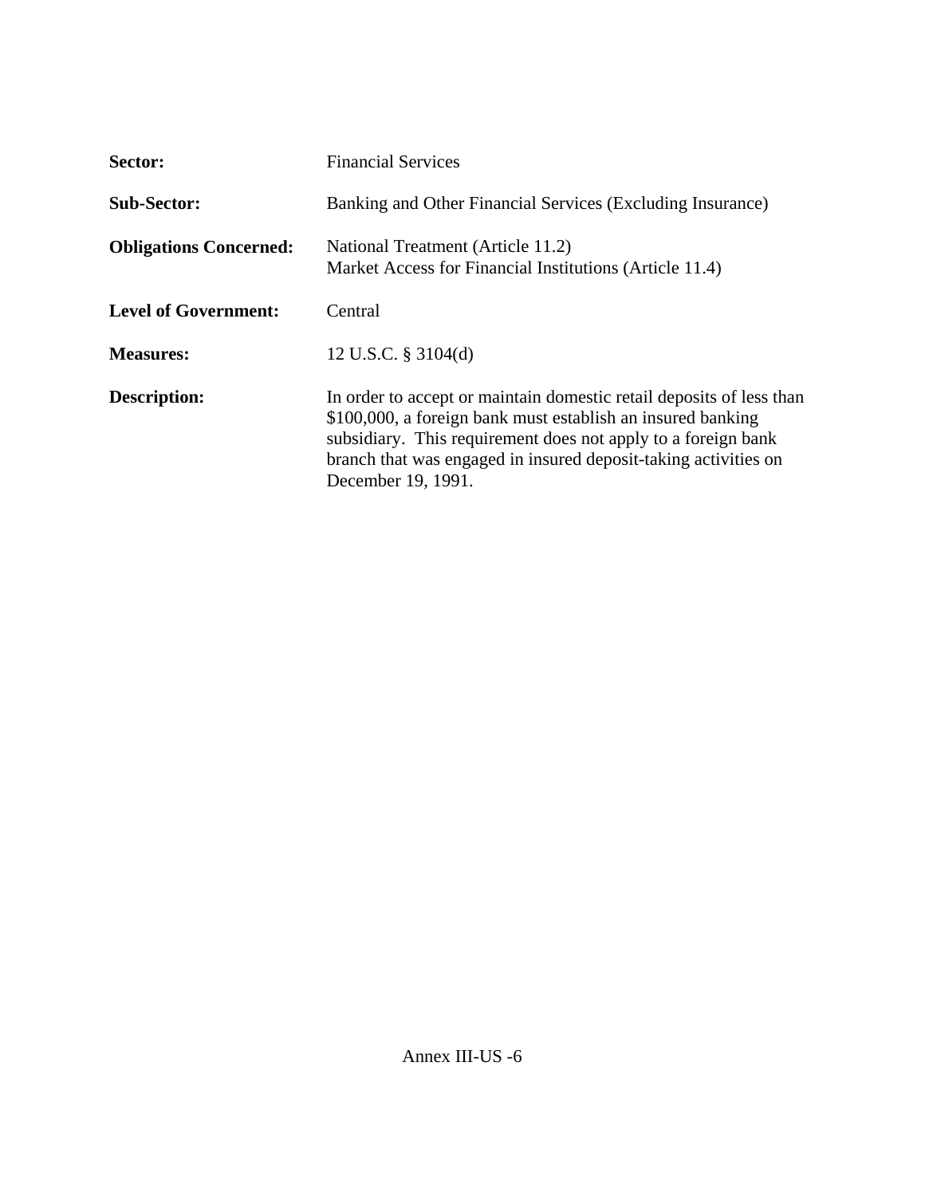**Sector:** Financial Services

**Sub-Sector:** Banking and Other Financial Services (Excluding Insurance)

**Obligations Concerned:** National Treatment (Article 11.2)
Market Access for Financial Institutions (Article 11.4)

**Level of Government:** Central

**Measures:** 12 U.S.C. § 3104(d)

**Description:** In order to accept or maintain domestic retail deposits of less than $100,000, a foreign bank must establish an insured banking subsidiary. This requirement does not apply to a foreign bank branch that was engaged in insured deposit-taking activities on December 19, 1991.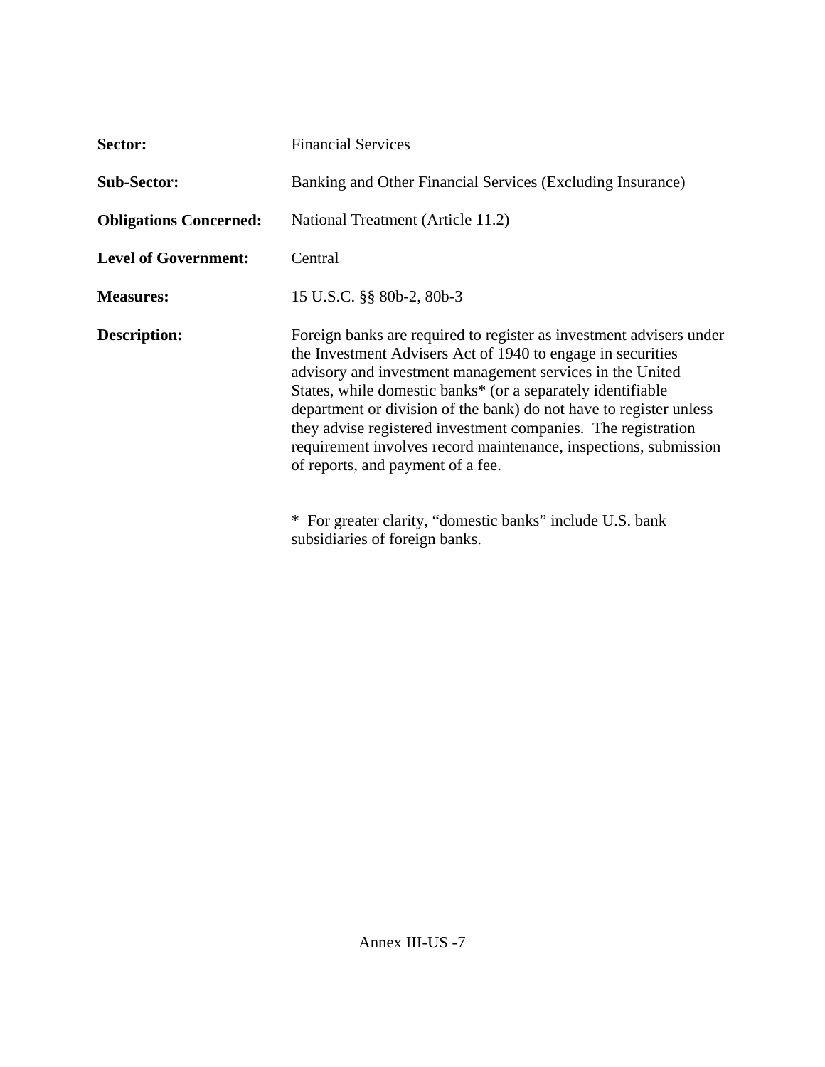**Sector:** Financial Services

**Sub-Sector:** Banking and Other Financial Services (Excluding Insurance)

**Obligations Concerned:** National Treatment (Article 11.2)

**Level of Government:** Central

**Measures:** 15 U.S.C. §§ 80b-2, 80b-3

**Description:** Foreign banks are required to register as investment advisers under the Investment Advisers Act of 1940 to engage in securities advisory and investment management services in the United States, while domestic banks* (or a separately identifiable department or division of the bank) do not have to register unless they advise registered investment companies. The registration requirement involves record maintenance, inspections, submission of reports, and payment of a fee.

\* For greater clarity, "domestic banks" include U.S. bank subsidiaries of foreign banks.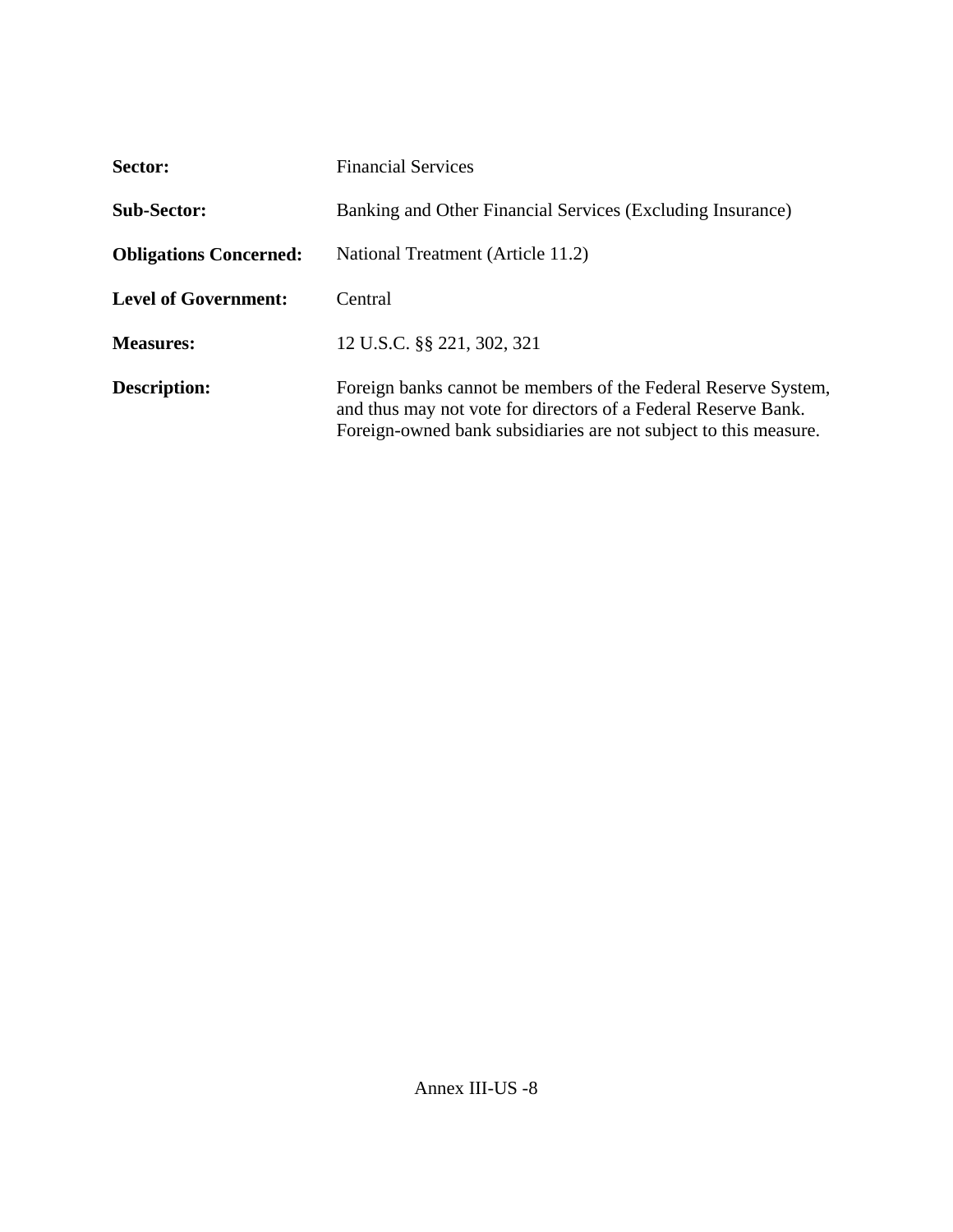**Sector:** Financial Services

**Sub-Sector:** Banking and Other Financial Services (Excluding Insurance)

**Obligations Concerned:** National Treatment (Article 11.2)

**Level of Government:** Central

**Measures:** 12 U.S.C. §§ 221, 302, 321

**Description:** Foreign banks cannot be members of the Federal Reserve System, and thus may not vote for directors of a Federal Reserve Bank. Foreign-owned bank subsidiaries are not subject to this measure.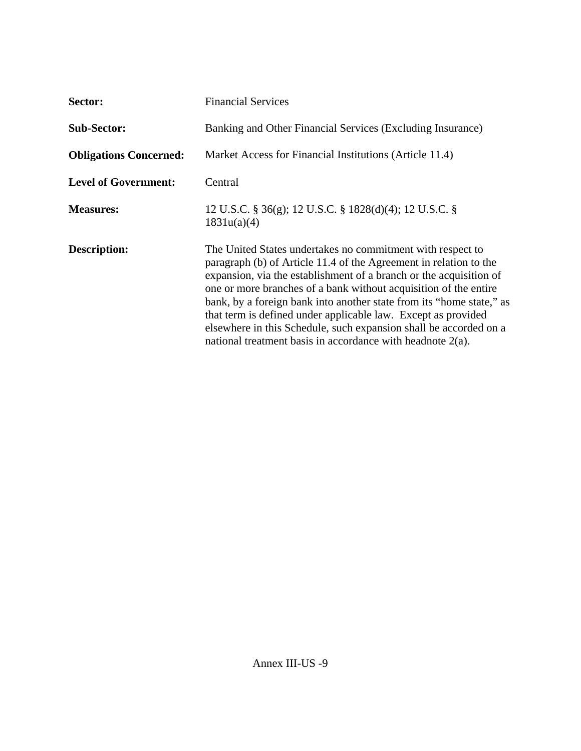**Sector:** Financial Services

**Sub-Sector:** Banking and Other Financial Services (Excluding Insurance)

**Obligations Concerned:** Market Access for Financial Institutions (Article 11.4)

**Level of Government:** Central

**Measures:** 12 U.S.C. § 36(g); 12 U.S.C. § 1828(d)(4); 12 U.S.C. § 1831u(a)(4)

**Description:** The United States undertakes no commitment with respect to paragraph (b) of Article 11.4 of the Agreement in relation to the expansion, via the establishment of a branch or the acquisition of one or more branches of a bank without acquisition of the entire bank, by a foreign bank into another state from its "home state," as that term is defined under applicable law. Except as provided elsewhere in this Schedule, such expansion shall be accorded on a national treatment basis in accordance with headnote 2(a).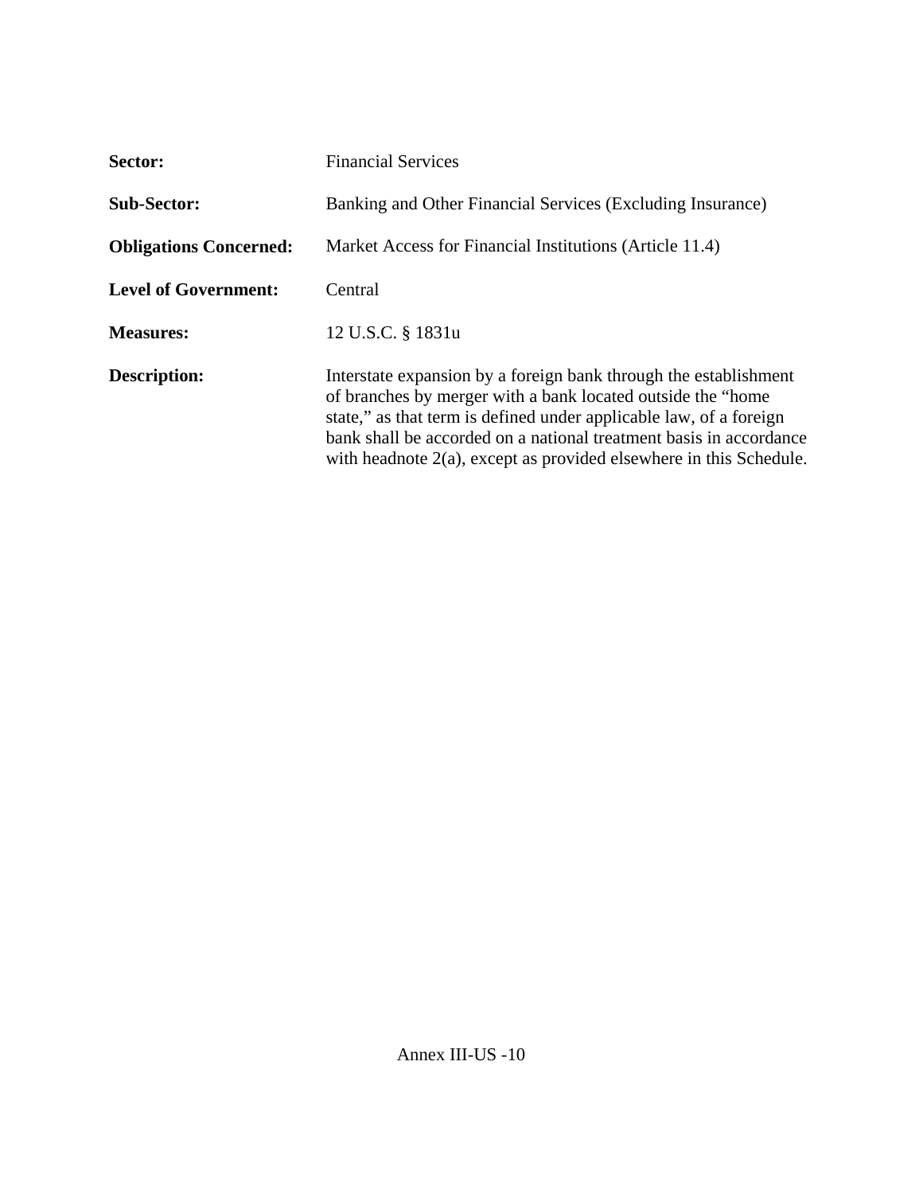**Sector:** Financial Services

**Sub-Sector:** Banking and Other Financial Services (Excluding Insurance)

**Obligations Concerned:** Market Access for Financial Institutions (Article 11.4)

**Level of Government:** Central

**Measures:** 12 U.S.C. § 1831u

**Description:** Interstate expansion by a foreign bank through the establishment of branches by merger with a bank located outside the "home state," as that term is defined under applicable law, of a foreign bank shall be accorded on a national treatment basis in accordance with headnote 2(a), except as provided elsewhere in this Schedule.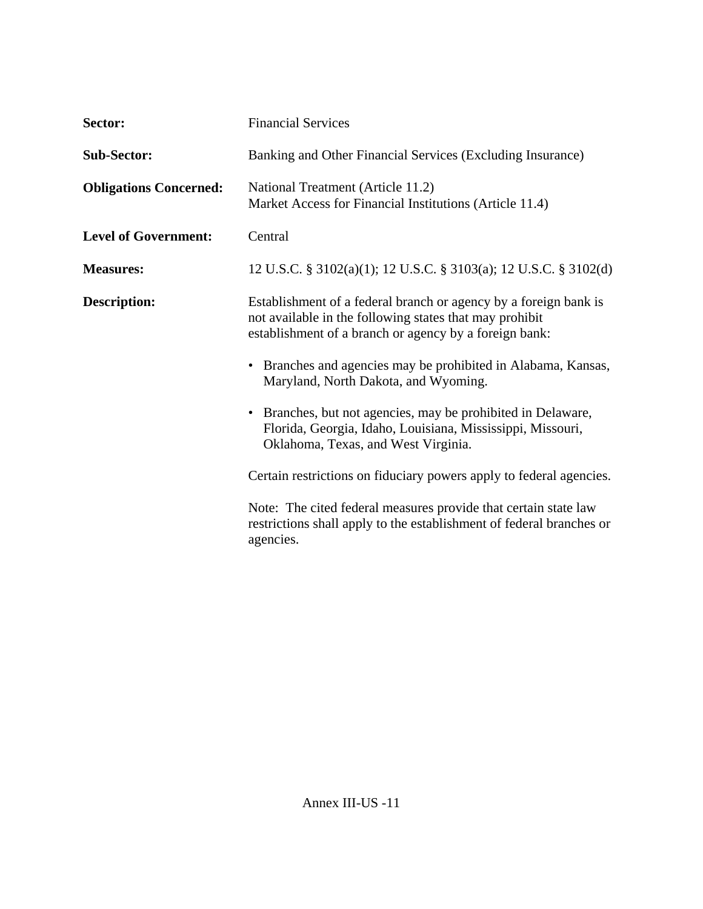**Sector:** Financial Services

**Sub-Sector:** Banking and Other Financial Services (Excluding Insurance)

**Obligations Concerned:** National Treatment (Article 11.2)
Market Access for Financial Institutions (Article 11.4)

**Level of Government:** Central

**Measures:** 12 U.S.C. § 3102(a)(1); 12 U.S.C. § 3103(a); 12 U.S.C. § 3102(d)

**Description:** Establishment of a federal branch or agency by a foreign bank is not available in the following states that may prohibit establishment of a branch or agency by a foreign bank:

- Branches and agencies may be prohibited in Alabama, Kansas, Maryland, North Dakota, and Wyoming.
- Branches, but not agencies, may be prohibited in Delaware, Florida, Georgia, Idaho, Louisiana, Mississippi, Missouri, Oklahoma, Texas, and West Virginia.

Certain restrictions on fiduciary powers apply to federal agencies.

Note: The cited federal measures provide that certain state law restrictions shall apply to the establishment of federal branches or agencies.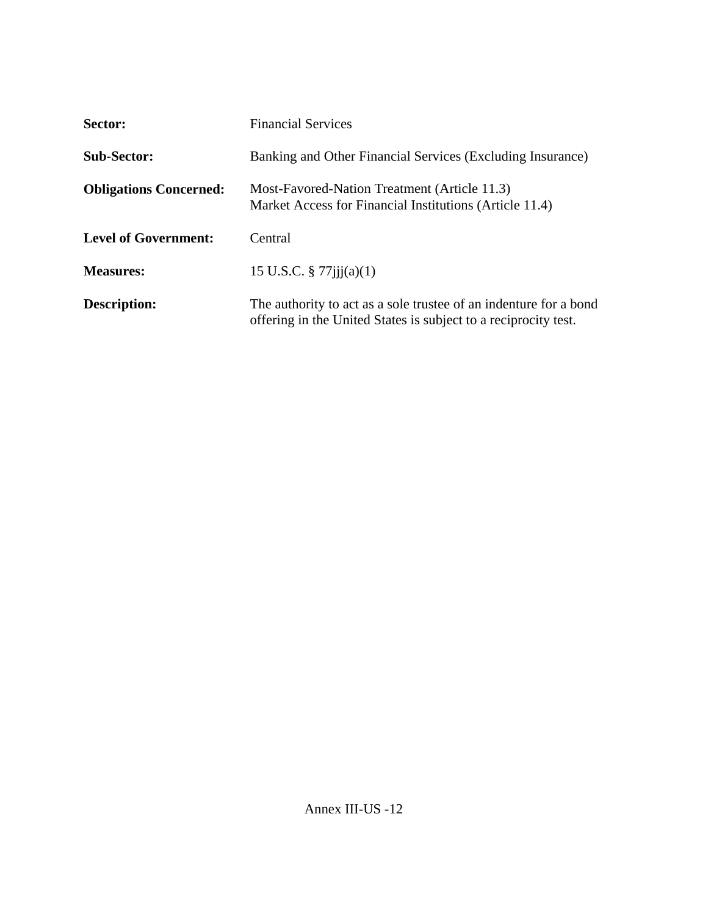**Sector:** Financial Services

**Sub-Sector:** Banking and Other Financial Services (Excluding Insurance)

**Obligations Concerned:** Most-Favored-Nation Treatment (Article 11.3)
Market Access for Financial Institutions (Article 11.4)

**Level of Government:** Central

**Measures:** 15 U.S.C. § 77jjj(a)(1)

**Description:** The authority to act as a sole trustee of an indenture for a bond offering in the United States is subject to a reciprocity test.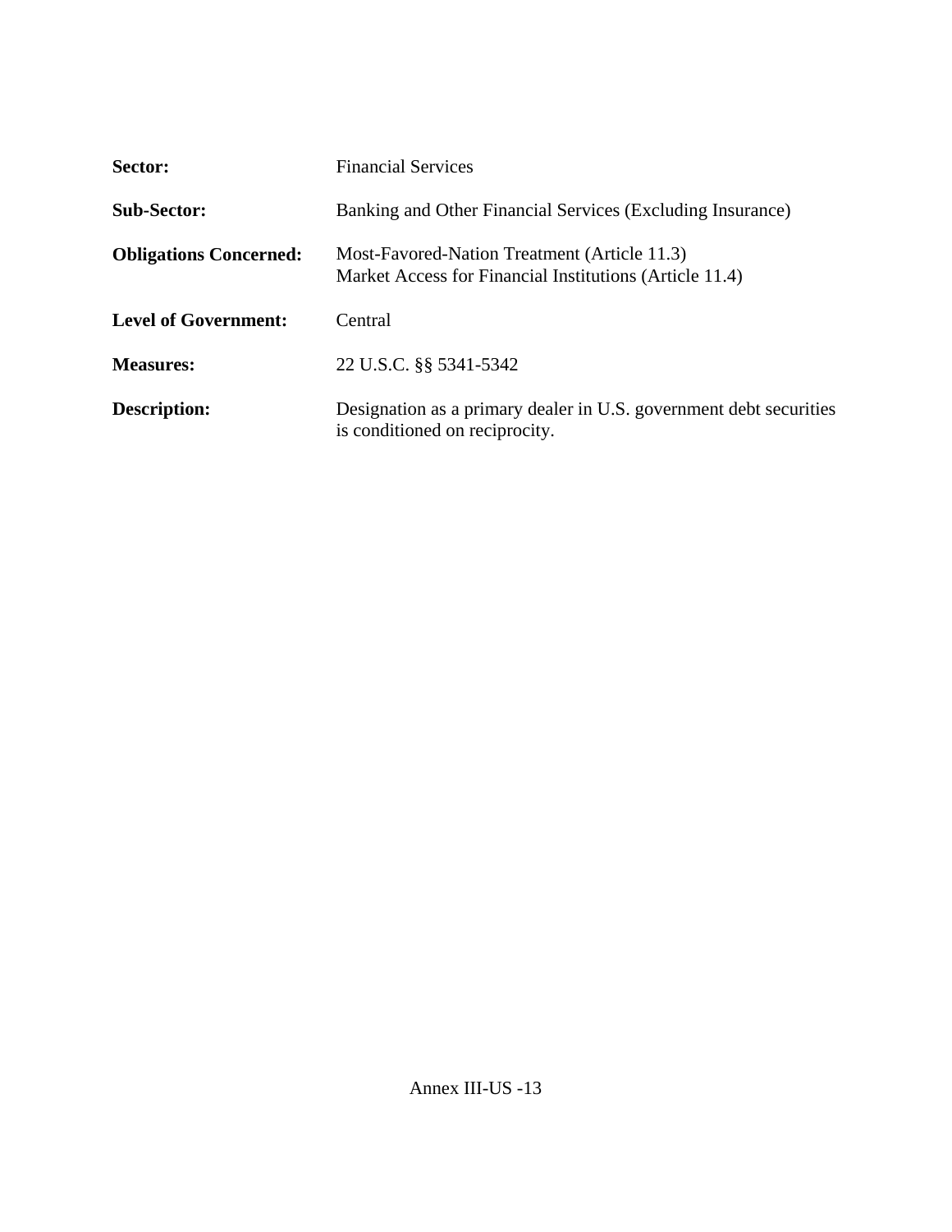| | |
|---|---|
| **Sector:** | Financial Services |
| **Sub-Sector:** | Banking and Other Financial Services (Excluding Insurance) |
| **Obligations Concerned:** | Most-Favored-Nation Treatment (Article 11.3)<br>Market Access for Financial Institutions (Article 11.4) |
| **Level of Government:** | Central |
| **Measures:** | 22 U.S.C. §§ 5341-5342 |
| **Description:** | Designation as a primary dealer in U.S. government debt securities is conditioned on reciprocity. |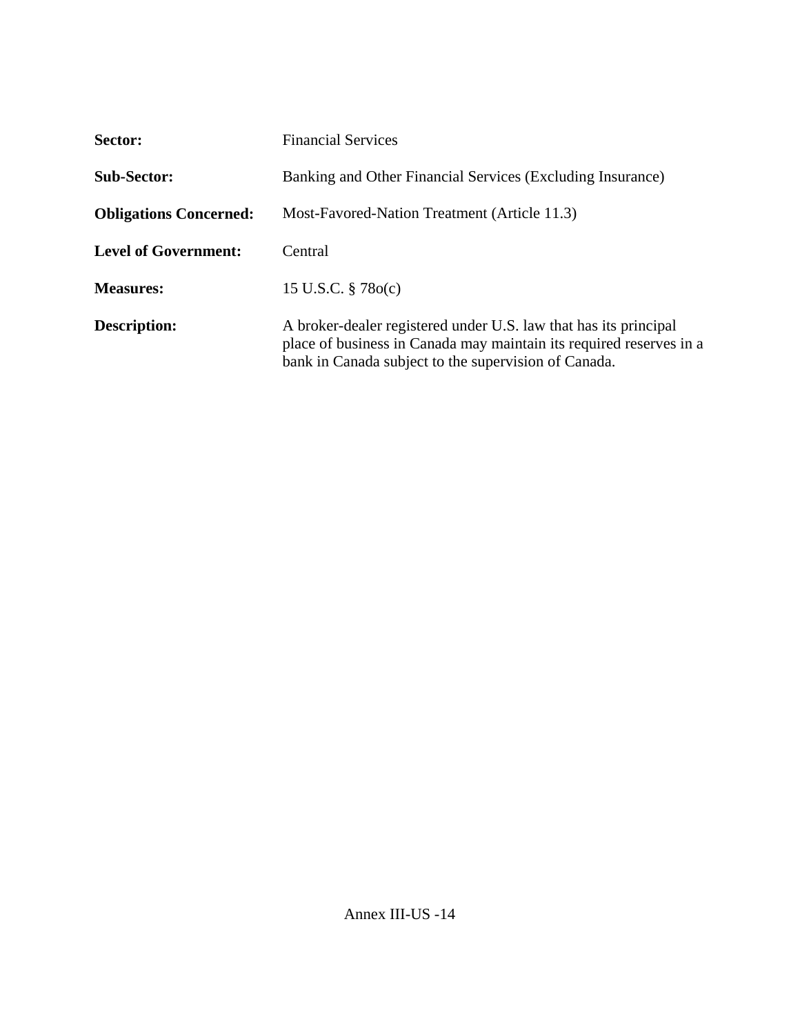**Sector:** Financial Services

**Sub-Sector:** Banking and Other Financial Services (Excluding Insurance)

**Obligations Concerned:** Most-Favored-Nation Treatment (Article 11.3)

**Level of Government:** Central

**Measures:** 15 U.S.C. § 78o(c)

**Description:** A broker-dealer registered under U.S. law that has its principal place of business in Canada may maintain its required reserves in a bank in Canada subject to the supervision of Canada.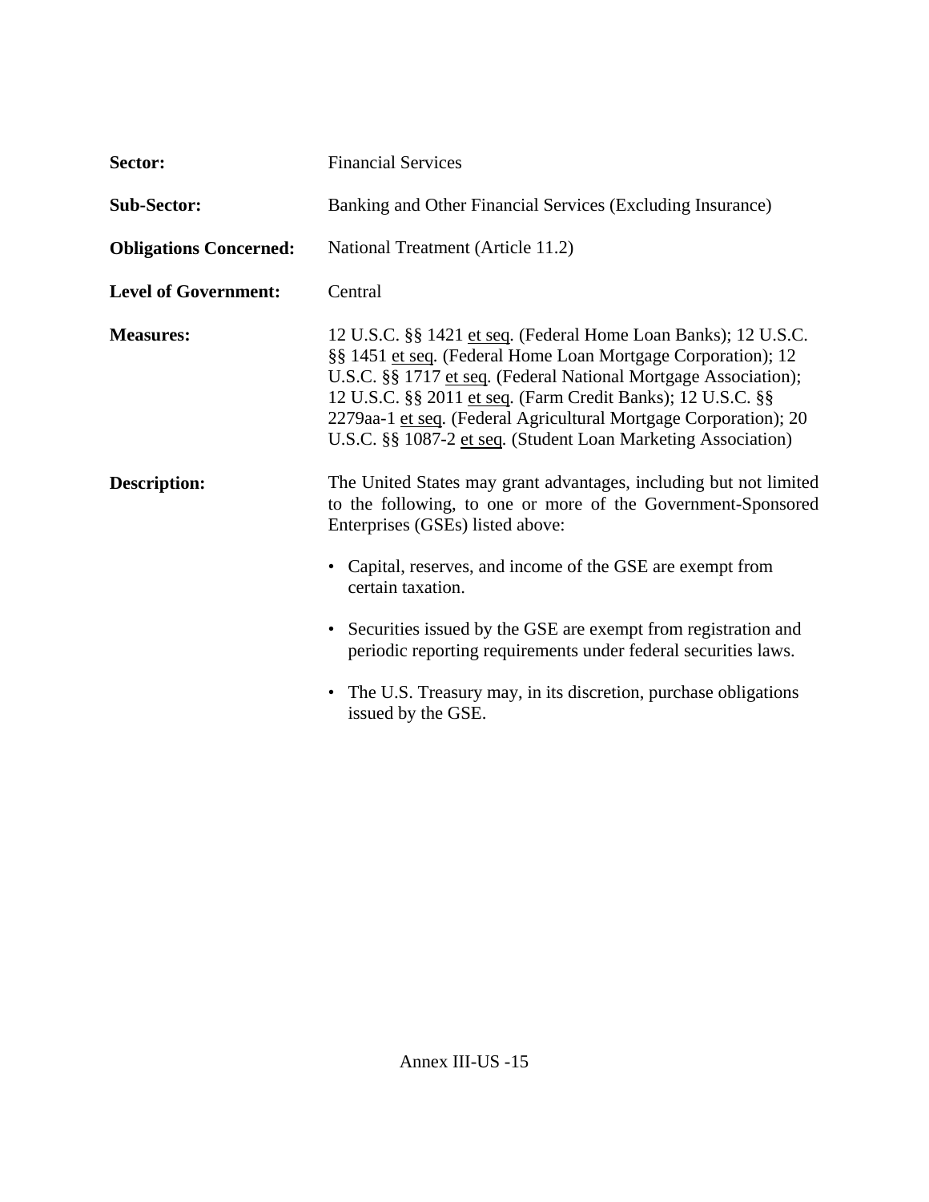**Sector:** Financial Services

**Sub-Sector:** Banking and Other Financial Services (Excluding Insurance)

**Obligations Concerned:** National Treatment (Article 11.2)

**Level of Government:** Central

**Measures:** 12 U.S.C. §§ 1421 et seq. (Federal Home Loan Banks); 12 U.S.C. §§ 1451 et seq. (Federal Home Loan Mortgage Corporation); 12 U.S.C. §§ 1717 et seq. (Federal National Mortgage Association); 12 U.S.C. §§ 2011 et seq. (Farm Credit Banks); 12 U.S.C. §§ 2279aa-1 et seq. (Federal Agricultural Mortgage Corporation); 20 U.S.C. §§ 1087-2 et seq. (Student Loan Marketing Association)

**Description:** The United States may grant advantages, including but not limited to the following, to one or more of the Government-Sponsored Enterprises (GSEs) listed above:

- Capital, reserves, and income of the GSE are exempt from certain taxation.
- Securities issued by the GSE are exempt from registration and periodic reporting requirements under federal securities laws.
- The U.S. Treasury may, in its discretion, purchase obligations issued by the GSE.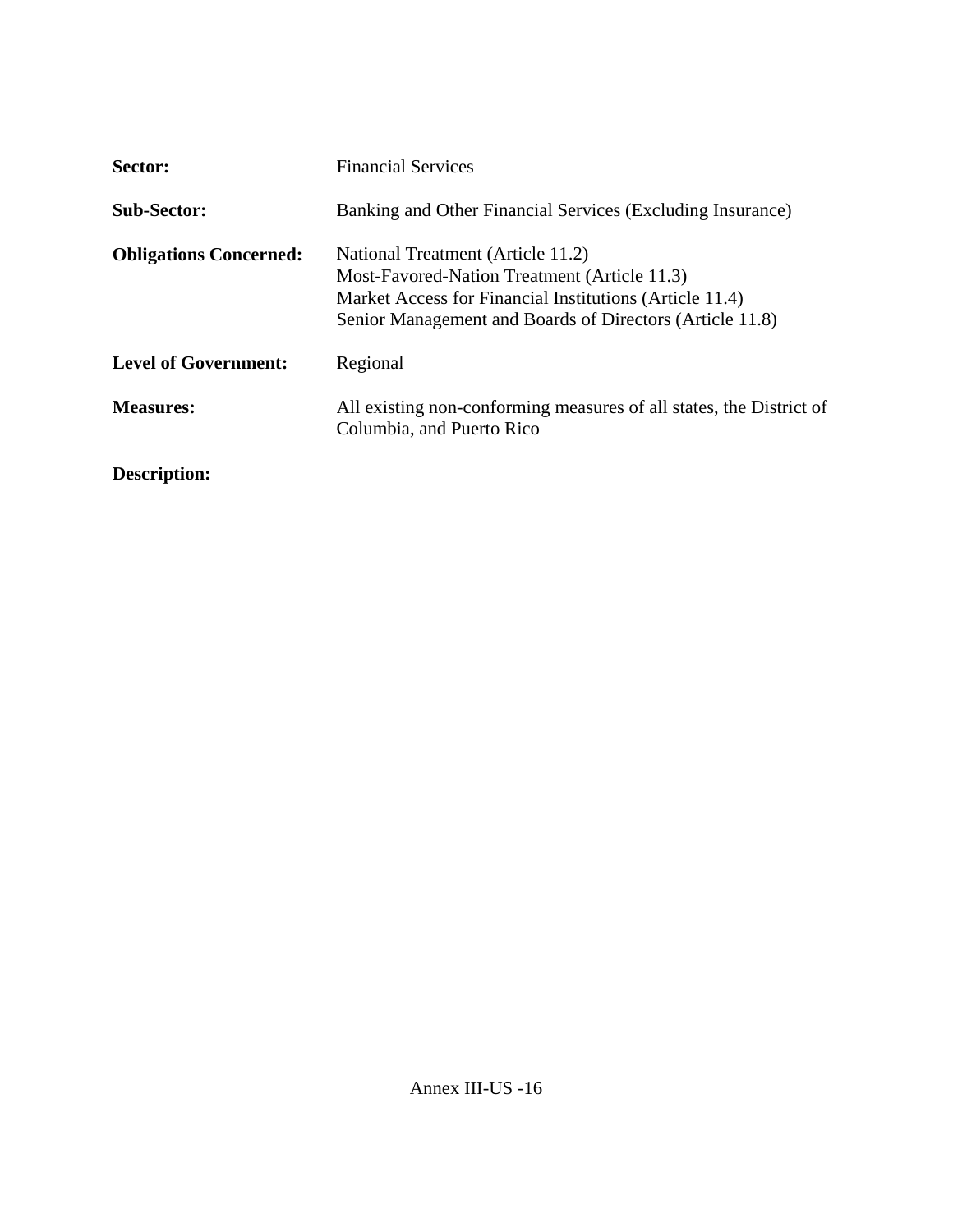**Sector:** Financial Services

**Sub-Sector:** Banking and Other Financial Services (Excluding Insurance)

**Obligations Concerned:** National Treatment (Article 11.2)
Most-Favored-Nation Treatment (Article 11.3)
Market Access for Financial Institutions (Article 11.4)
Senior Management and Boards of Directors (Article 11.8)

**Level of Government:** Regional

**Measures:** All existing non-conforming measures of all states, the District of Columbia, and Puerto Rico

**Description:**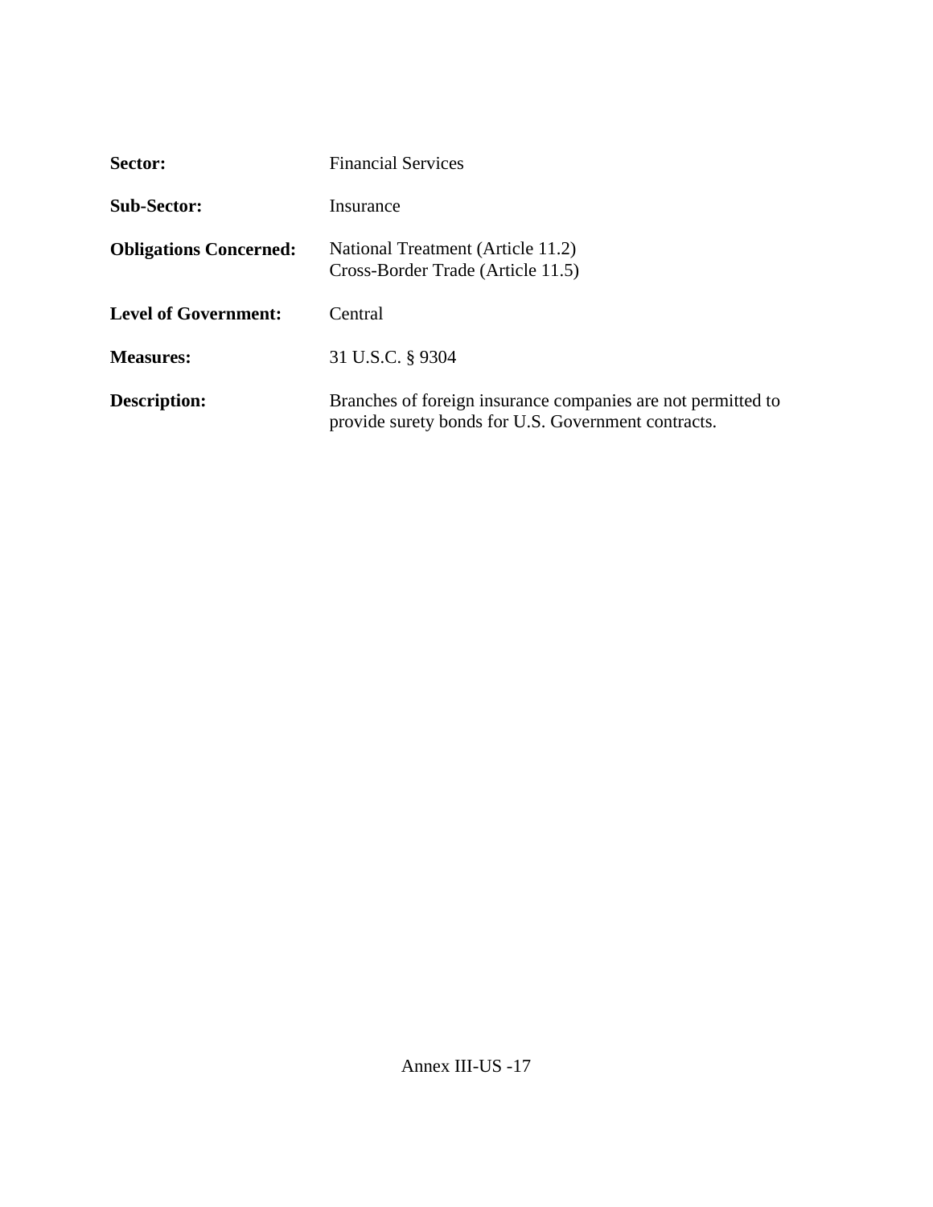**Sector:** Financial Services

**Sub-Sector:** Insurance

**Obligations Concerned:** National Treatment (Article 11.2)
Cross-Border Trade (Article 11.5)

**Level of Government:** Central

**Measures:** 31 U.S.C. § 9304

**Description:** Branches of foreign insurance companies are not permitted to provide surety bonds for U.S. Government contracts.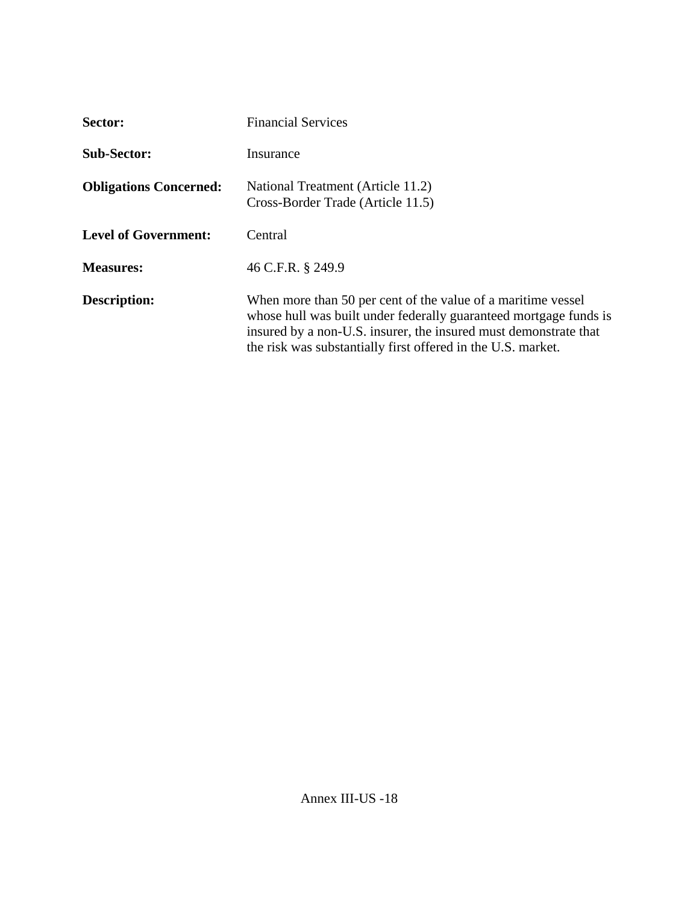**Sector:** Financial Services

**Sub-Sector:** Insurance

**Obligations Concerned:** National Treatment (Article 11.2)
Cross-Border Trade (Article 11.5)

**Level of Government:** Central

**Measures:** 46 C.F.R. § 249.9

**Description:** When more than 50 per cent of the value of a maritime vessel whose hull was built under federally guaranteed mortgage funds is insured by a non-U.S. insurer, the insured must demonstrate that the risk was substantially first offered in the U.S. market.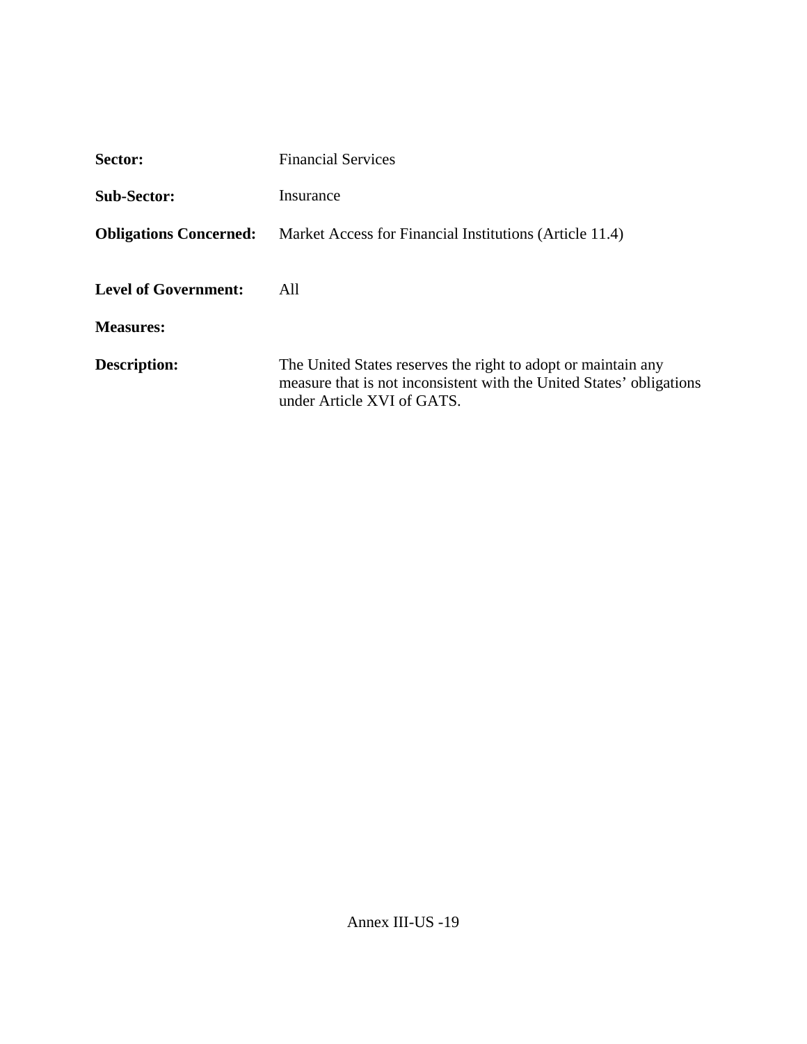**Sector:** Financial Services

**Sub-Sector:** Insurance

**Obligations Concerned:** Market Access for Financial Institutions (Article 11.4)

**Level of Government:** All

**Measures:**

**Description:** The United States reserves the right to adopt or maintain any measure that is not inconsistent with the United States' obligations under Article XVI of GATS.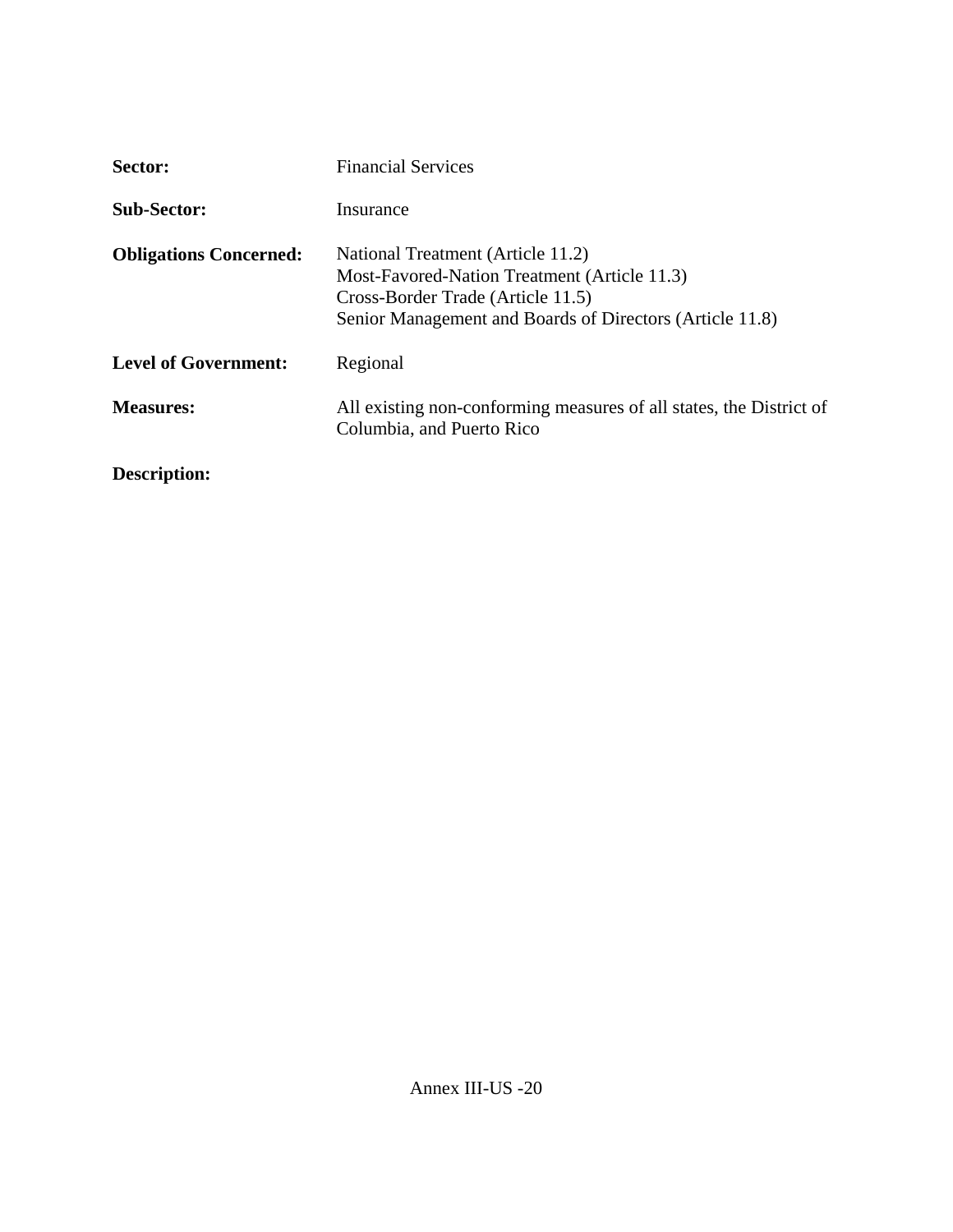**Sector:** Financial Services

**Sub-Sector:** Insurance

**Obligations Concerned:** National Treatment (Article 11.2)
Most-Favored-Nation Treatment (Article 11.3)
Cross-Border Trade (Article 11.5)
Senior Management and Boards of Directors (Article 11.8)

**Level of Government:** Regional

**Measures:** All existing non-conforming measures of all states, the District of Columbia, and Puerto Rico

**Description:**